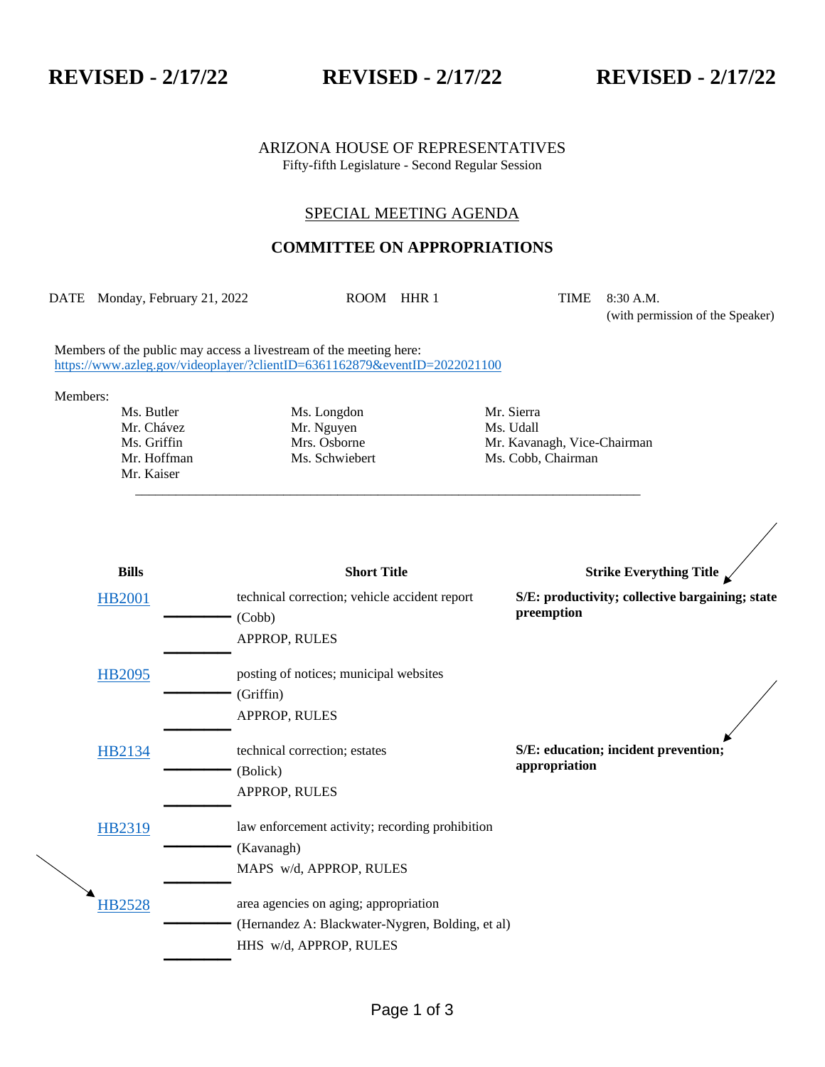**REVISED - 2/17/22** **REVISED - 2/17/22** **REVISED - 2/17/22**

ARIZONA HOUSE OF REPRESENTATIVES
Fifty-fifth Legislature - Second Regular Session

## SPECIAL MEETING AGENDA

## COMMITTEE ON APPROPRIATIONS

DATE Monday, February 21, 2022 ROOM HHR 1 TIME 8:30 A.M. (with permission of the Speaker)

Members of the public may access a livestream of the meeting here:
https://www.azleg.gov/videoplayer/?clientID=6361162879&eventID=2022021100

Members:

| | | |
|---|---|---|
| Ms. Butler | Ms. Longdon | Mr. Sierra |
| Mr. Chávez | Mr. Nguyen | Ms. Udall |
| Ms. Griffin | Mrs. Osborne | Mr. Kavanagh, Vice-Chairman |
| Mr. Hoffman | Ms. Schwiebert | Ms. Cobb, Chairman |
| Mr. Kaiser | | |

| Bills | Short Title | Strike Everything Title |
|---|---|---|
| HB2001 | technical correction; vehicle accident report (Cobb) APPROP, RULES | **S/E: productivity; collective bargaining; state preemption** |
| HB2095 | posting of notices; municipal websites (Griffin) APPROP, RULES | |
| HB2134 | technical correction; estates (Bolick) APPROP, RULES | **S/E: education; incident prevention; appropriation** |
| HB2319 | law enforcement activity; recording prohibition (Kavanagh) MAPS w/d, APPROP, RULES | |
| HB2528 | area agencies on aging; appropriation (Hernandez A: Blackwater-Nygren, Bolding, et al) HHS w/d, APPROP, RULES | |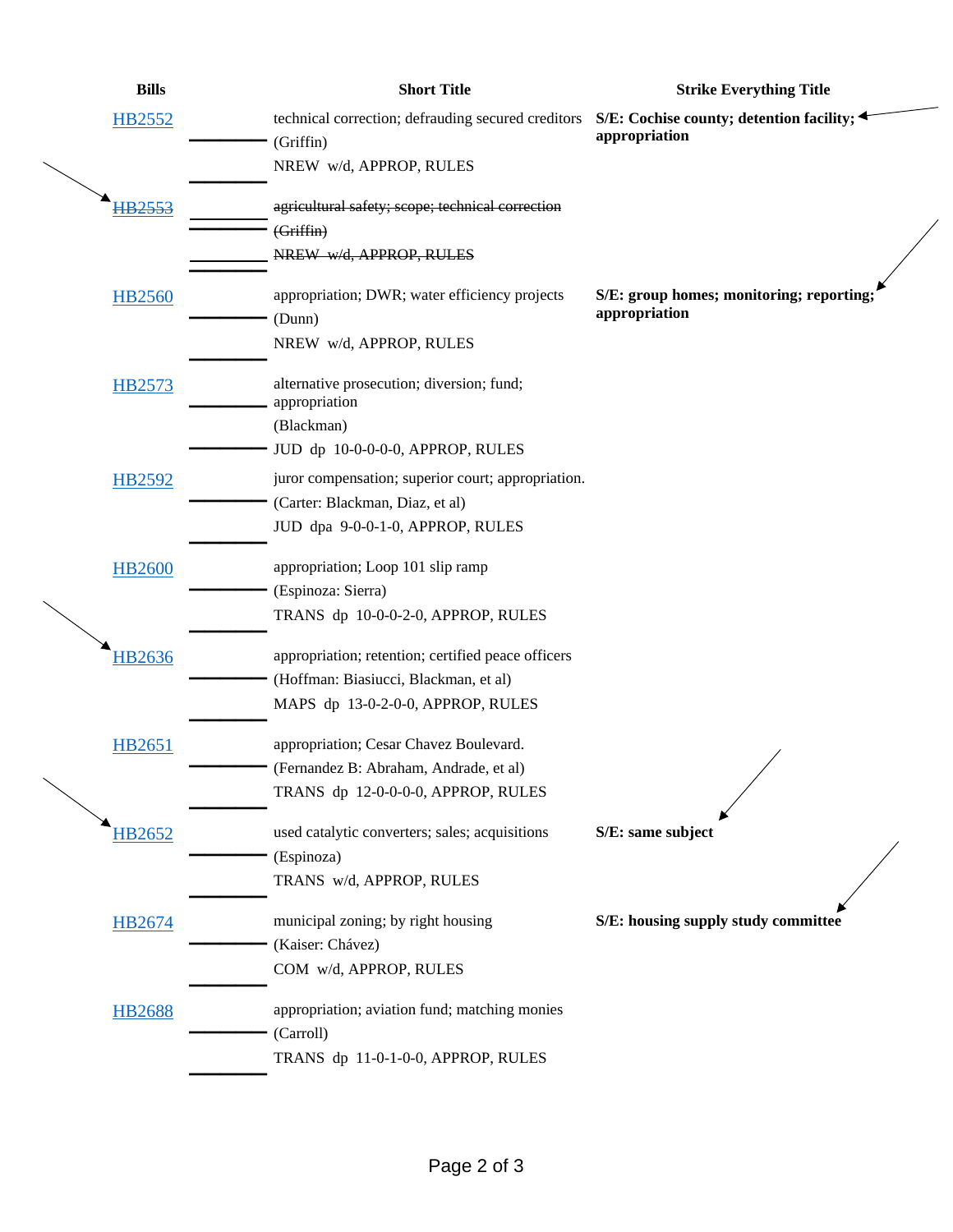| Bills | Short Title | Strike Everything Title |
|---|---|---|
| HB2552 | technical correction; defrauding secured creditors (Griffin) NREW w/d, APPROP, RULES | S/E: Cochise county; detention facility; appropriation |
| ~~HB2553~~ | ~~agricultural safety; scope; technical correction (Griffin) NREW w/d, APPROP, RULES~~ | |
| HB2560 | appropriation; DWR; water efficiency projects (Dunn) NREW w/d, APPROP, RULES | S/E: group homes; monitoring; reporting; appropriation |
| HB2573 | alternative prosecution; diversion; fund; appropriation (Blackman) JUD dp 10-0-0-0-0, APPROP, RULES | |
| HB2592 | juror compensation; superior court; appropriation. (Carter: Blackman, Diaz, et al) JUD dpa 9-0-0-1-0, APPROP, RULES | |
| HB2600 | appropriation; Loop 101 slip ramp (Espinoza: Sierra) TRANS dp 10-0-0-2-0, APPROP, RULES | |
| HB2636 | appropriation; retention; certified peace officers (Hoffman: Biasiucci, Blackman, et al) MAPS dp 13-0-2-0-0, APPROP, RULES | |
| HB2651 | appropriation; Cesar Chavez Boulevard. (Fernandez B: Abraham, Andrade, et al) TRANS dp 12-0-0-0-0, APPROP, RULES | |
| HB2652 | used catalytic converters; sales; acquisitions (Espinoza) TRANS w/d, APPROP, RULES | S/E: same subject |
| HB2674 | municipal zoning; by right housing (Kaiser: Chávez) COM w/d, APPROP, RULES | S/E: housing supply study committee |
| HB2688 | appropriation; aviation fund; matching monies (Carroll) TRANS dp 11-0-1-0-0, APPROP, RULES | |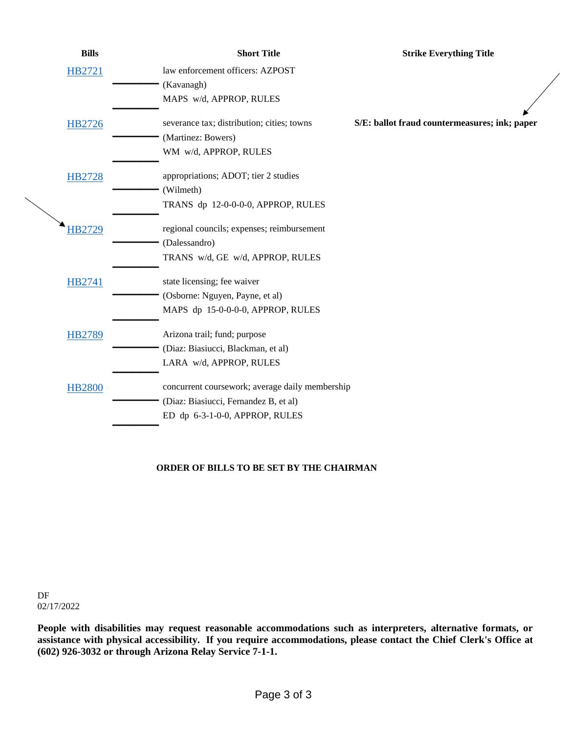| Bills | Short Title | Strike Everything Title |
|---|---|---|
| HB2721 | law enforcement officers: AZPOST<br>(Kavanagh)<br>MAPS w/d, APPROP, RULES | |
| HB2726 | severance tax; distribution; cities; towns<br>(Martinez: Bowers)<br>WM w/d, APPROP, RULES | **S/E: ballot fraud countermeasures; ink; paper** |
| HB2728 | appropriations; ADOT; tier 2 studies<br>(Wilmeth)<br>TRANS dp 12-0-0-0-0, APPROP, RULES | |
| HB2729 | regional councils; expenses; reimbursement<br>(Dalessandro)<br>TRANS w/d, GE w/d, APPROP, RULES | |
| HB2741 | state licensing; fee waiver<br>(Osborne: Nguyen, Payne, et al)<br>MAPS dp 15-0-0-0-0, APPROP, RULES | |
| HB2789 | Arizona trail; fund; purpose<br>(Diaz: Biasiucci, Blackman, et al)<br>LARA w/d, APPROP, RULES | |
| HB2800 | concurrent coursework; average daily membership<br>(Diaz: Biasiucci, Fernandez B, et al)<br>ED dp 6-3-1-0-0, APPROP, RULES | |

**ORDER OF BILLS TO BE SET BY THE CHAIRMAN**

DF
02/17/2022

**People with disabilities may request reasonable accommodations such as interpreters, alternative formats, or assistance with physical accessibility. If you require accommodations, please contact the Chief Clerk's Office at (602) 926-3032 or through Arizona Relay Service 7-1-1.**